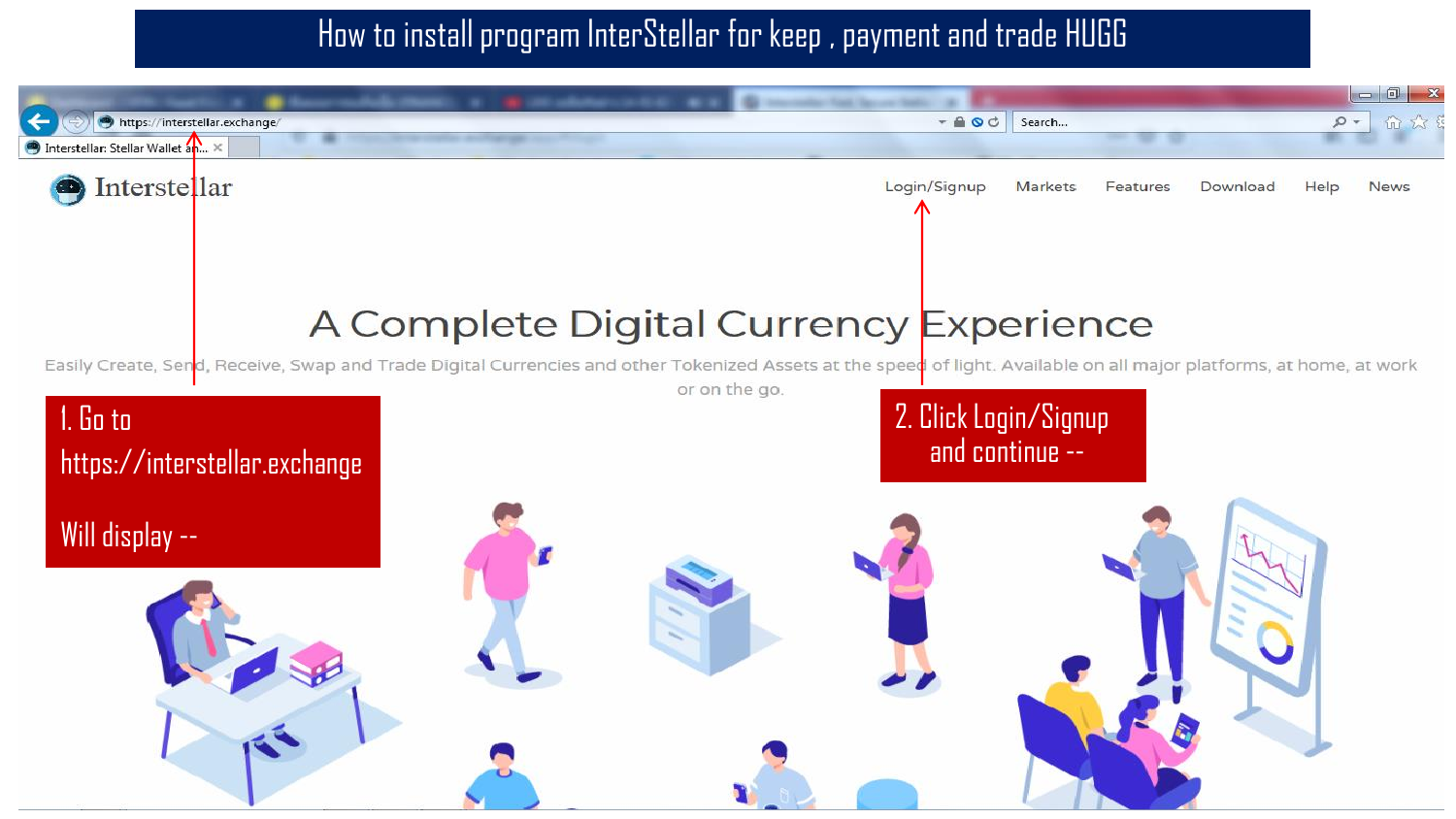# How to install program InterStellar for keep , payment and trade HUGG

https://interstellar.exchange/

Interstellar: Stellar Wallet an...

Interstellar

Login/Signup Markets Features Download Help News

## A Complete Digital Currency Experience

Easily Create, Send, Receive, Swap and Trade Digital Currencies and other Tokenized Assets at the speed of light. Available on all major platforms, at home, at work or on the go.

1. Go to https://interstellar.exchange

Will display --

2. Click Login/Signup and continue --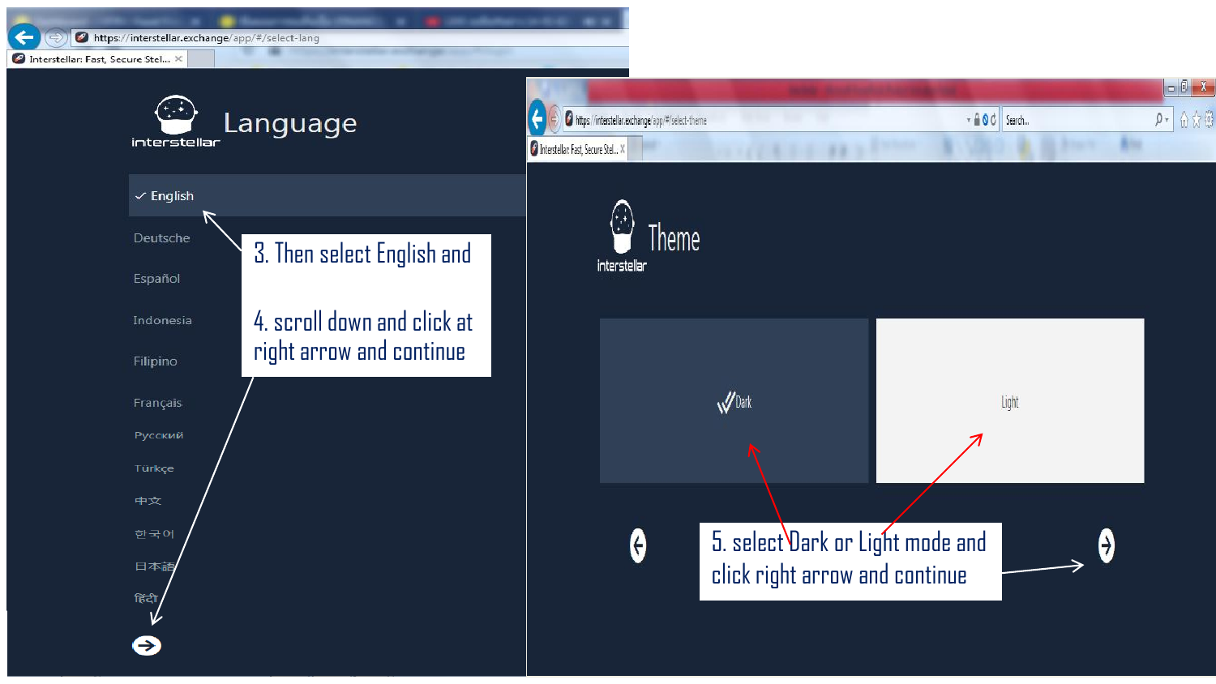https://interstellar.exchange/app/#/select-lang

Interstellar: Fast, Secure Stel...

# Language

interstellar

- ✓ English
- Deutsche
- Español
- Indonesia
- Filipino
- Français
- Русский
- Türkçe
- 中文
- 한국어
- 日本語
- हिंदी

3. Then select English and

4. scroll down and click at right arrow and continue

https://interstellar.exchange/app/#/select-theme

Interstellar: Fast, Secure Stel...

# Theme

interstellar

Dark

Light

5. select Dark or Light mode and click right arrow and continue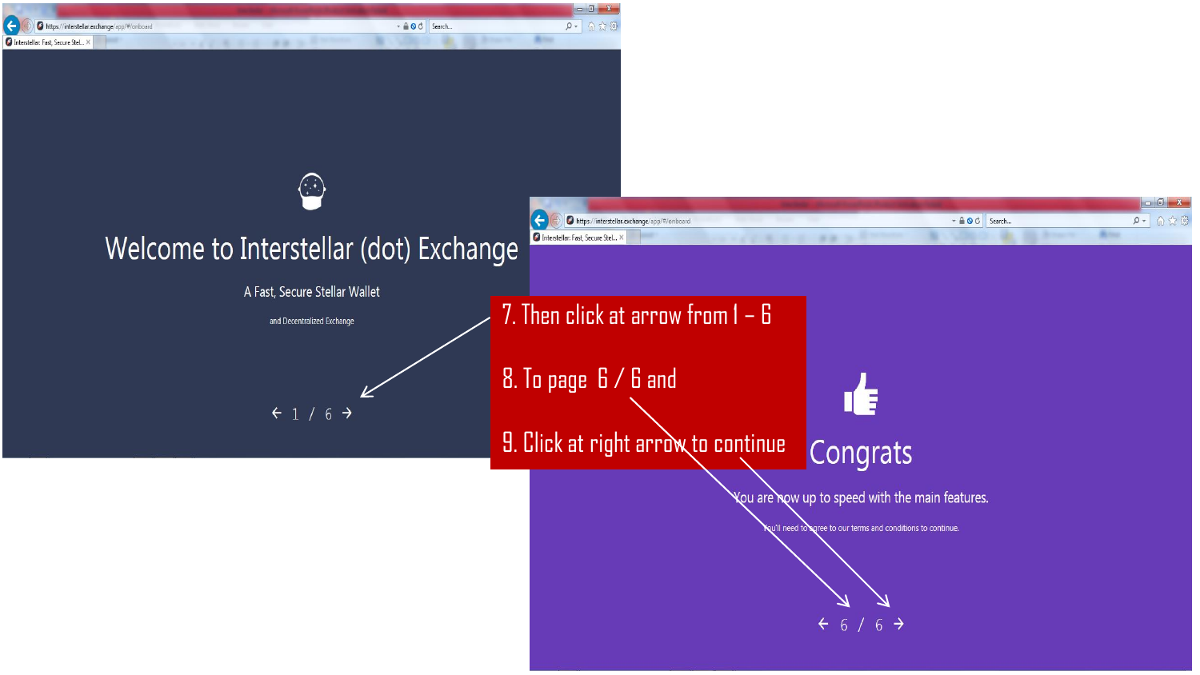Welcome to Interstellar (dot) Exchange

A Fast, Secure Stellar Wallet

and Decentralized Exchange

← 1 / 6 →

7. Then click at arrow from 1 – 6

8. To page 6 / 6 and

9. Click at right arrow to continue

Congrats

You are now up to speed with the main features.

You'll need to agree to our terms and conditions to continue.

← 6 / 6 →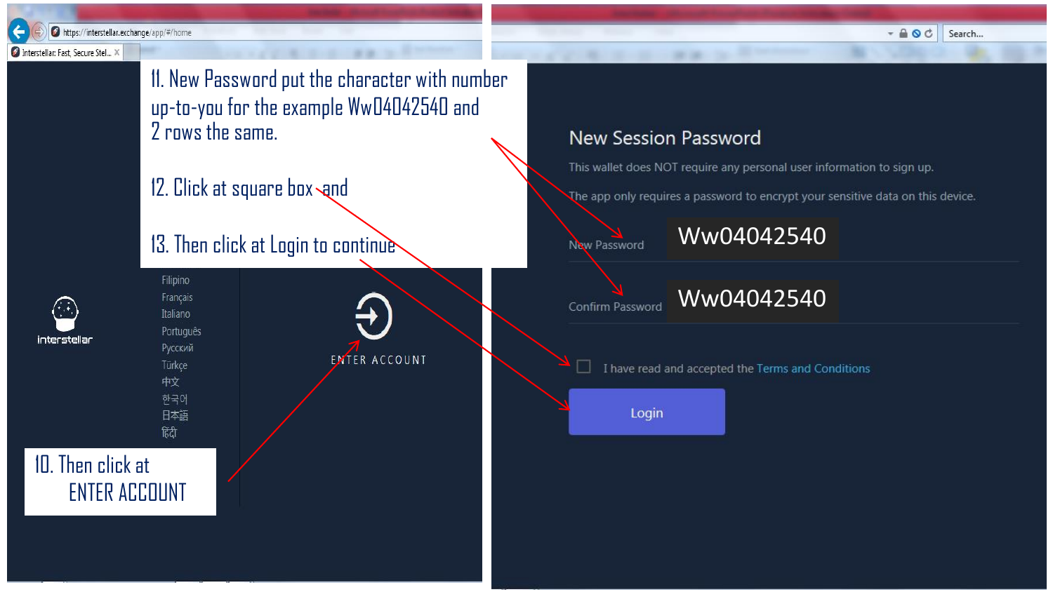11. New Password put the character with number up-to-you for the example Ww04042540 and 2 rows the same.

12. Click at square box and

13. Then click at Login to continue

10. Then click at ENTER ACCOUNT

Filipino
Français
Italiano
Português
Русский
Türkçe
中文
한국어
日本語
हिंदी

interstellar

ENTER ACCOUNT

## New Session Password

This wallet does NOT require any personal user information to sign up.

The app only requires a password to encrypt your sensitive data on this device.

New Password: Ww04042540

Confirm Password: Ww04042540

I have read and accepted the Terms and Conditions

Login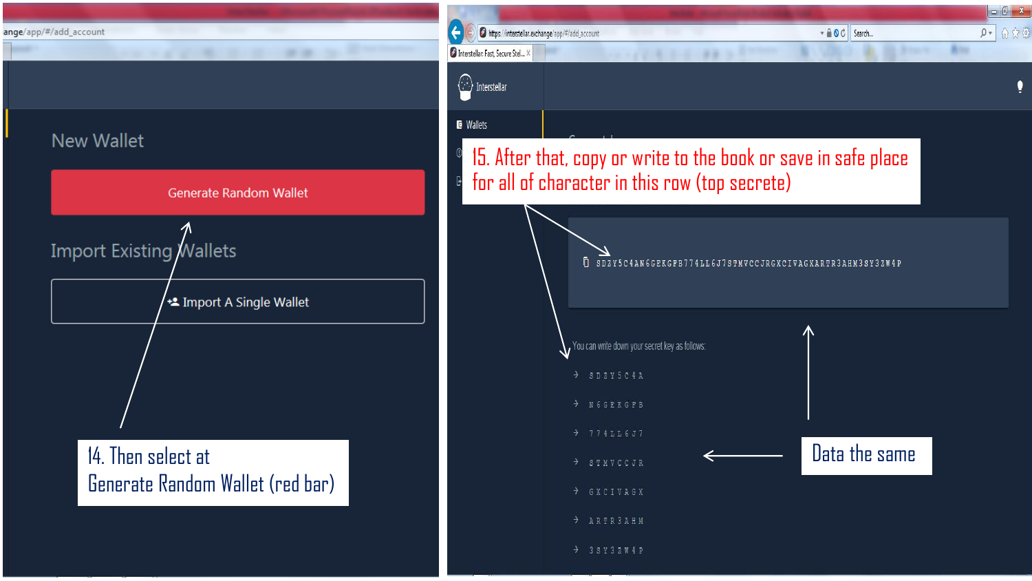New Wallet

Generate Random Wallet

Import Existing Wallets

Import A Single Wallet

14. Then select at
Generate Random Wallet (red bar)

Interstellar

Wallets

15. After that, copy or write to the book or save in safe place for all of character in this row (top secrete)

SDZY5C4AN6GEKGFB774LL6J7STMVCCJRGXCIVAGXARTR3AHM3SY3ZW4P

You can write down your secret key as follows:

- S D Z Y 5 C 4 A
- N 6 G E K G F B
- 7 7 4 L L 6 J 7
- S T M V C C J R
- G X C I V A G X
- A R T R 3 A H M
- 3 S Y 3 Z W 4 P

Data the same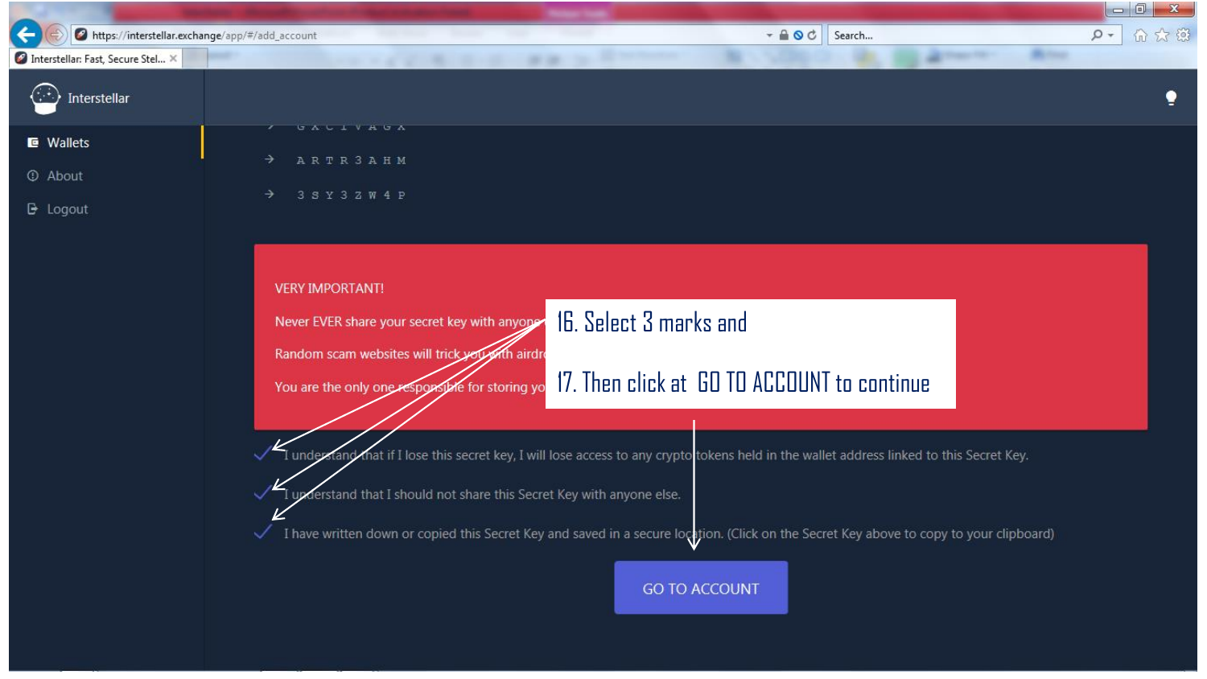https://interstellar.exchange/app/#/add_account

Interstellar: Fast, Secure Stel...

Interstellar

- Wallets
- About
- Logout

→ G X C I V A G X

→ A R T R 3 A H M

→ 3 S Y 3 Z W 4 P

VERY IMPORTANT!

Never EVER share your secret key with anyone

Random scam websites will trick you with airdr

You are the only one responsible for storing yo

16. Select 3 marks and

17. Then click at GO TO ACCOUNT to continue

✓ I understand that if I lose this secret key, I will lose access to any crypto tokens held in the wallet address linked to this Secret Key.

✓ I understand that I should not share this Secret Key with anyone else.

✓ I have written down or copied this Secret Key and saved in a secure location. (Click on the Secret Key above to copy to your clipboard)

GO TO ACCOUNT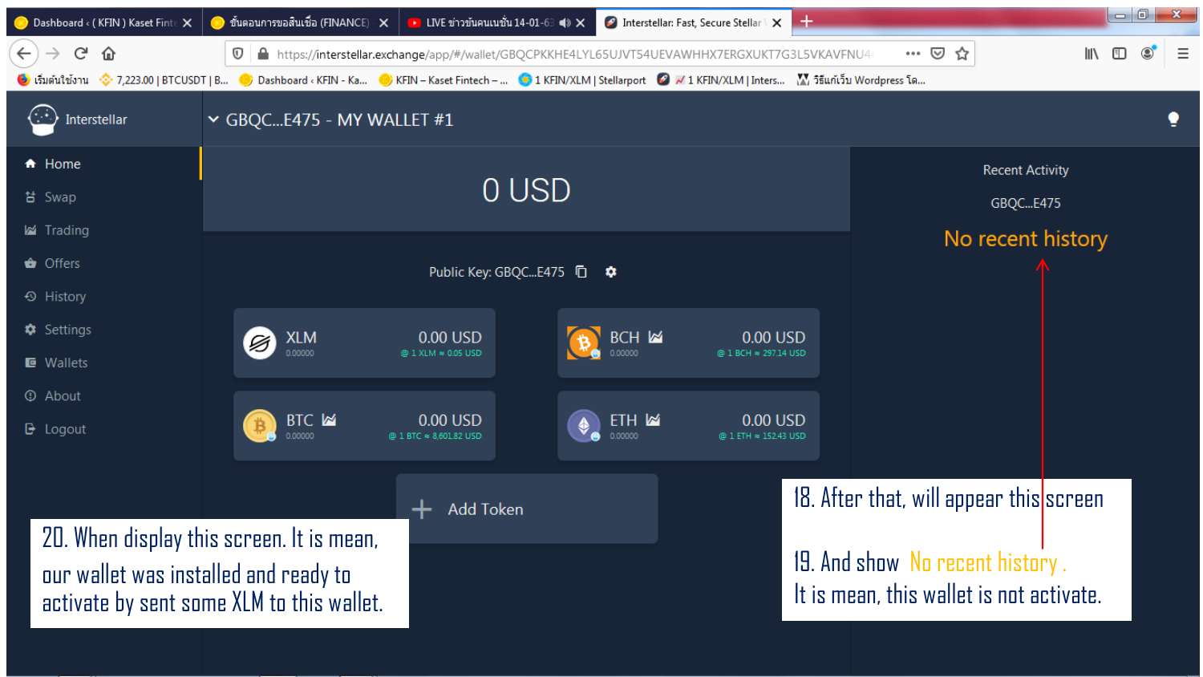18. After that, will appear this screen

19. And show No recent history .
It is mean, this wallet is not activate.

20. When display this screen. It is mean, our wallet was installed and ready to activate by sent some XLM to this wallet.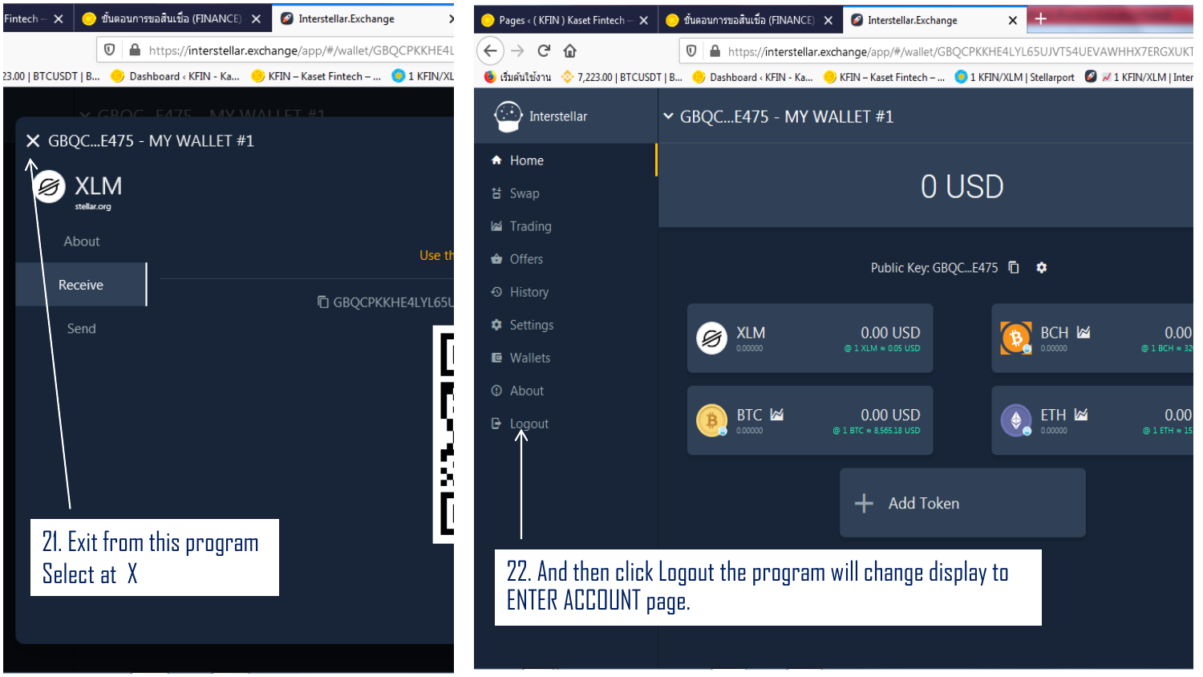21. Exit from this program Select at X

22. And then click Logout the program will change display to ENTER ACCOUNT page.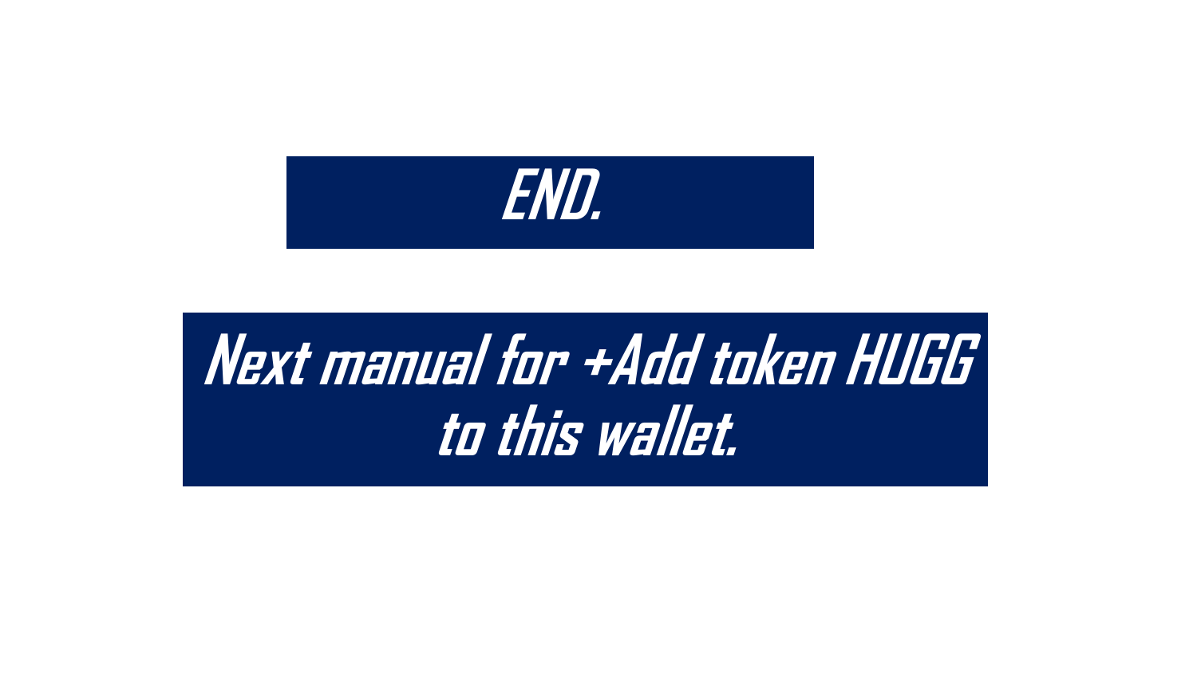# END.

## Next manual for +Add token HUGG to this wallet.